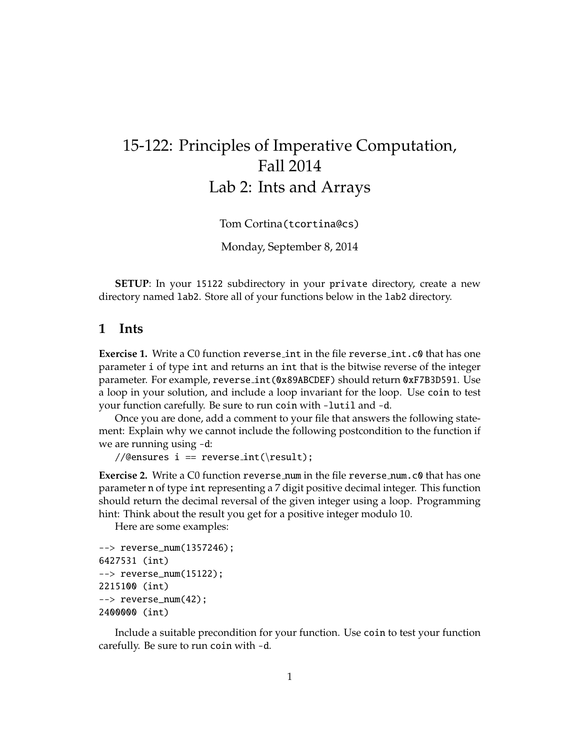# 15-122: Principles of Imperative Computation, Fall 2014
# Lab 2: Ints and Arrays

Tom Cortina(tcortina@cs)

Monday, September 8, 2014

**SETUP**: In your 15122 subdirectory in your private directory, create a new directory named lab2. Store all of your functions below in the lab2 directory.

## 1 Ints

**Exercise 1.** Write a C0 function reverse_int in the file reverse_int.c0 that has one parameter i of type int and returns an int that is the bitwise reverse of the integer parameter. For example, reverse_int(0x89ABCDEF) should return 0xF7B3D591. Use a loop in your solution, and include a loop invariant for the loop. Use coin to test your function carefully. Be sure to run coin with -lutil and -d.

Once you are done, add a comment to your file that answers the following statement: Explain why we cannot include the following postcondition to the function if we are running using -d:

```
//@ensures i == reverse_int(\result);
```

**Exercise 2.** Write a C0 function reverse_num in the file reverse_num.c0 that has one parameter n of type int representing a 7 digit positive decimal integer. This function should return the decimal reversal of the given integer using a loop. Programming hint: Think about the result you get for a positive integer modulo 10.

Here are some examples:

```
--> reverse_num(1357246);
6427531 (int)
--> reverse_num(15122);
2215100 (int)
--> reverse_num(42);
2400000 (int)
```

Include a suitable precondition for your function. Use coin to test your function carefully. Be sure to run coin with -d.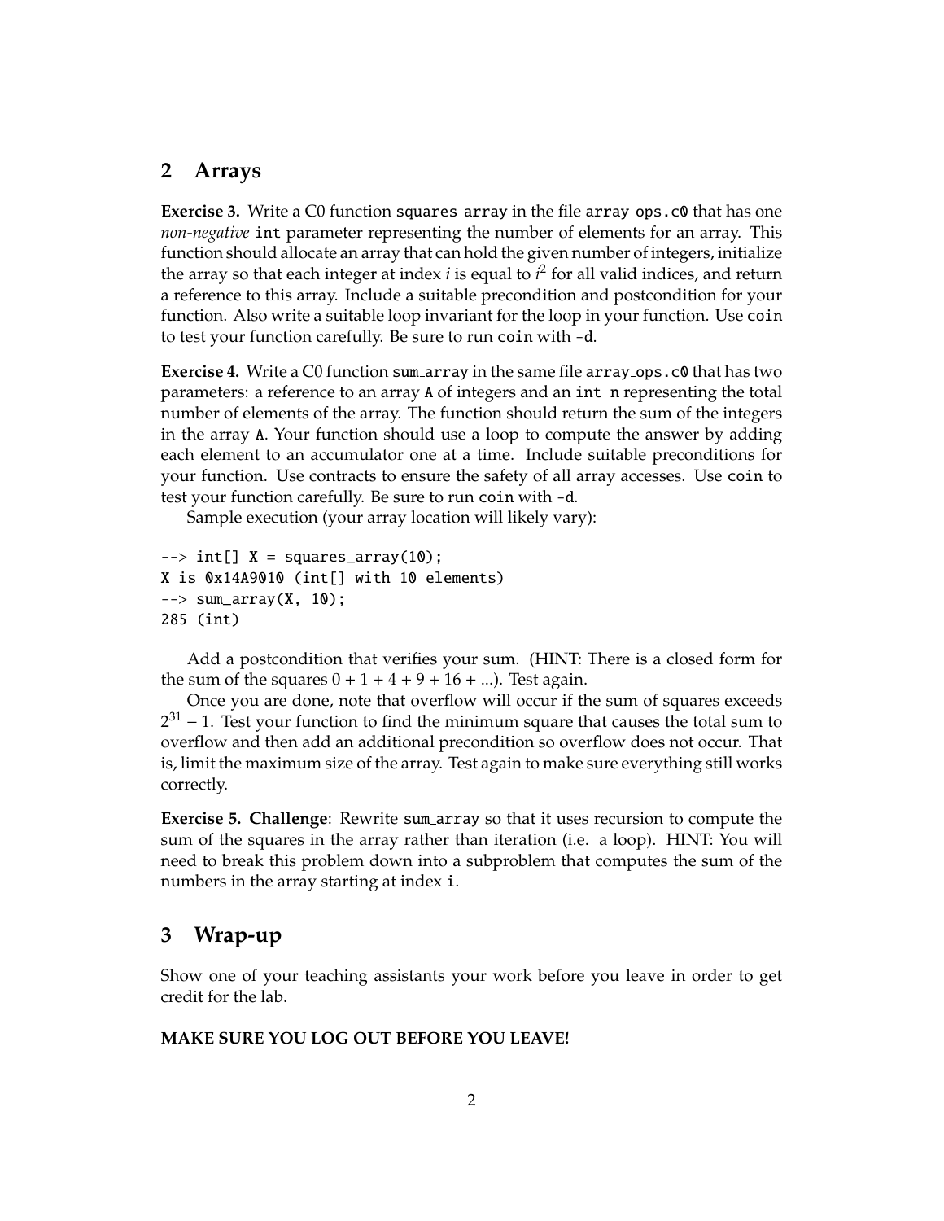## 2 Arrays

**Exercise 3.** Write a C0 function squares_array in the file array_ops.c0 that has one *non-negative* int parameter representing the number of elements for an array. This function should allocate an array that can hold the given number of integers, initialize the array so that each integer at index $i$ is equal to $i^2$ for all valid indices, and return a reference to this array. Include a suitable precondition and postcondition for your function. Also write a suitable loop invariant for the loop in your function. Use coin to test your function carefully. Be sure to run coin with -d.

**Exercise 4.** Write a C0 function sum_array in the same file array_ops.c0 that has two parameters: a reference to an array A of integers and an int n representing the total number of elements of the array. The function should return the sum of the integers in the array A. Your function should use a loop to compute the answer by adding each element to an accumulator one at a time. Include suitable preconditions for your function. Use contracts to ensure the safety of all array accesses. Use coin to test your function carefully. Be sure to run coin with -d.

Sample execution (your array location will likely vary):

```
--> int[] X = squares_array(10);
X is 0x14A9010 (int[] with 10 elements)
--> sum_array(X, 10);
285 (int)
```

Add a postcondition that verifies your sum. (HINT: There is a closed form for the sum of the squares $0 + 1 + 4 + 9 + 16 + ...$). Test again.

Once you are done, note that overflow will occur if the sum of squares exceeds $2^{31} - 1$. Test your function to find the minimum square that causes the total sum to overflow and then add an additional precondition so overflow does not occur. That is, limit the maximum size of the array. Test again to make sure everything still works correctly.

**Exercise 5. Challenge**: Rewrite sum_array so that it uses recursion to compute the sum of the squares in the array rather than iteration (i.e. a loop). HINT: You will need to break this problem down into a subproblem that computes the sum of the numbers in the array starting at index i.

## 3 Wrap-up

Show one of your teaching assistants your work before you leave in order to get credit for the lab.

**MAKE SURE YOU LOG OUT BEFORE YOU LEAVE!**